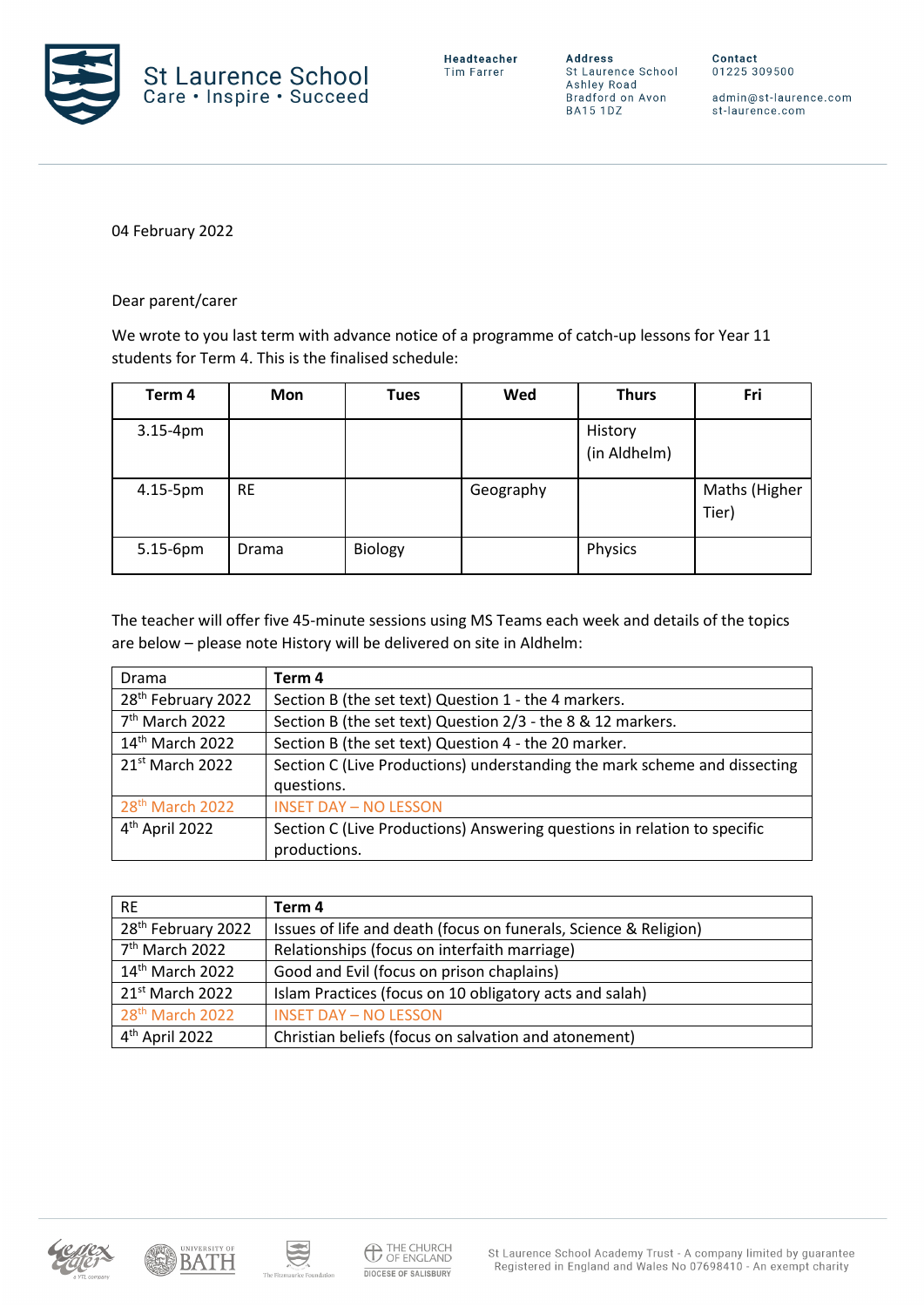St Laurence School
Care • Inspire • Succeed

**Headteacher**
Tim Farrer

**Address**
St Laurence School
Ashley Road
Bradford on Avon
BA15 1DZ

**Contact**
01225 309500

admin@st-laurence.com
st-laurence.com

04 February 2022

Dear parent/carer

We wrote to you last term with advance notice of a programme of catch-up lessons for Year 11 students for Term 4. This is the finalised schedule:

| Term 4 | Mon | Tues | Wed | Thurs | Fri |
|---|---|---|---|---|---|
| 3.15-4pm | | | | History (in Aldhelm) | |
| 4.15-5pm | RE | | Geography | | Maths (Higher Tier) |
| 5.15-6pm | Drama | Biology | | Physics | |

The teacher will offer five 45-minute sessions using MS Teams each week and details of the topics are below – please note History will be delivered on site in Aldhelm:

| Drama | Term 4 |
|---|---|
| 28th February 2022 | Section B (the set text) Question 1 - the 4 markers. |
| 7th March 2022 | Section B (the set text) Question 2/3 - the 8 & 12 markers. |
| 14th March 2022 | Section B (the set text) Question 4 - the 20 marker. |
| 21st March 2022 | Section C (Live Productions) understanding the mark scheme and dissecting questions. |
| 28th March 2022 | INSET DAY – NO LESSON |
| 4th April 2022 | Section C (Live Productions) Answering questions in relation to specific productions. |

| RE | Term 4 |
|---|---|
| 28th February 2022 | Issues of life and death (focus on funerals, Science & Religion) |
| 7th March 2022 | Relationships (focus on interfaith marriage) |
| 14th March 2022 | Good and Evil (focus on prison chaplains) |
| 21st March 2022 | Islam Practices (focus on 10 obligatory acts and salah) |
| 28th March 2022 | INSET DAY – NO LESSON |
| 4th April 2022 | Christian beliefs (focus on salvation and atonement) |

St Laurence School Academy Trust - A company limited by guarantee
Registered in England and Wales No 07698410 - An exempt charity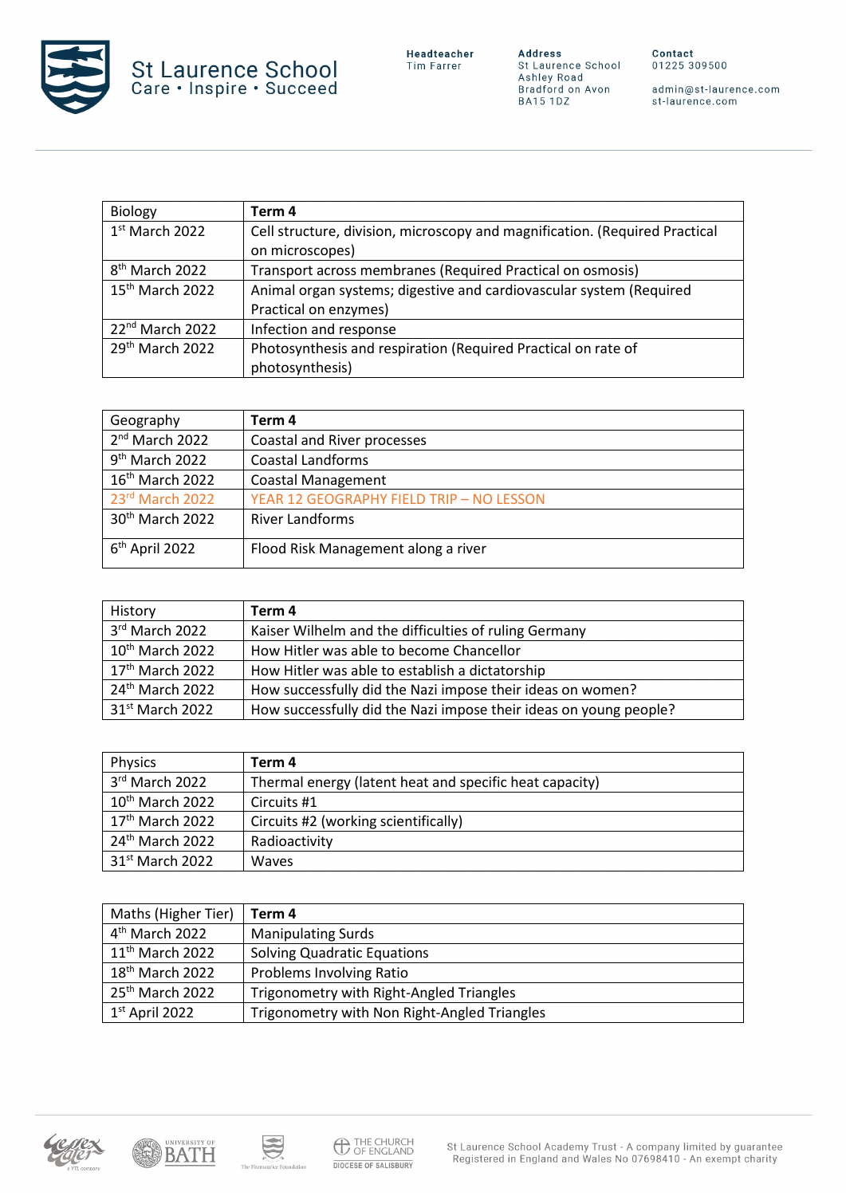| Biology | **Term 4** |
|---|---|
| 1st March 2022 | Cell structure, division, microscopy and magnification. (Required Practical on microscopes) |
| 8th March 2022 | Transport across membranes (Required Practical on osmosis) |
| 15th March 2022 | Animal organ systems; digestive and cardiovascular system (Required Practical on enzymes) |
| 22nd March 2022 | Infection and response |
| 29th March 2022 | Photosynthesis and respiration (Required Practical on rate of photosynthesis) |

| Geography | **Term 4** |
|---|---|
| 2nd March 2022 | Coastal and River processes |
| 9th March 2022 | Coastal Landforms |
| 16th March 2022 | Coastal Management |
| 23rd March 2022 | YEAR 12 GEOGRAPHY FIELD TRIP – NO LESSON |
| 30th March 2022 | River Landforms |
| 6th April 2022 | Flood Risk Management along a river |

| History | **Term 4** |
|---|---|
| 3rd March 2022 | Kaiser Wilhelm and the difficulties of ruling Germany |
| 10th March 2022 | How Hitler was able to become Chancellor |
| 17th March 2022 | How Hitler was able to establish a dictatorship |
| 24th March 2022 | How successfully did the Nazi impose their ideas on women? |
| 31st March 2022 | How successfully did the Nazi impose their ideas on young people? |

| Physics | **Term 4** |
|---|---|
| 3rd March 2022 | Thermal energy (latent heat and specific heat capacity) |
| 10th March 2022 | Circuits #1 |
| 17th March 2022 | Circuits #2 (working scientifically) |
| 24th March 2022 | Radioactivity |
| 31st March 2022 | Waves |

| Maths (Higher Tier) | **Term 4** |
|---|---|
| 4th March 2022 | Manipulating Surds |
| 11th March 2022 | Solving Quadratic Equations |
| 18th March 2022 | Problems Involving Ratio |
| 25th March 2022 | Trigonometry with Right-Angled Triangles |
| 1st April 2022 | Trigonometry with Non Right-Angled Triangles |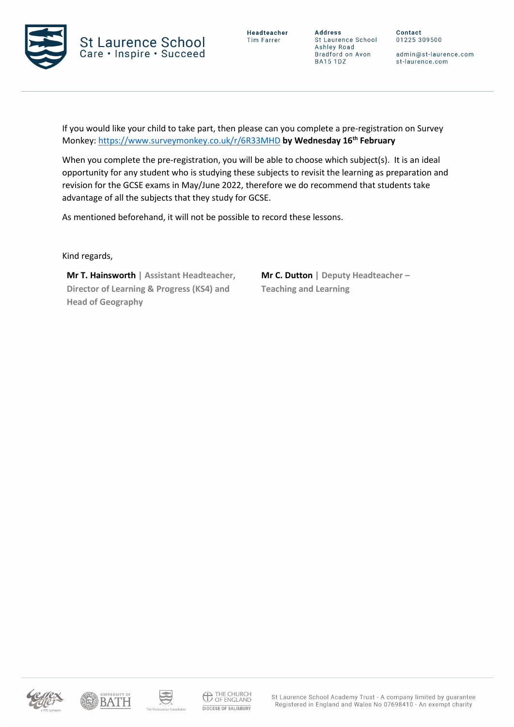If you would like your child to take part, then please can you complete a pre-registration on Survey Monkey: https://www.surveymonkey.co.uk/r/6R33MHD **by Wednesday 16th February**

When you complete the pre-registration, you will be able to choose which subject(s). It is an ideal opportunity for any student who is studying these subjects to revisit the learning as preparation and revision for the GCSE exams in May/June 2022, therefore we do recommend that students take advantage of all the subjects that they study for GCSE.

As mentioned beforehand, it will not be possible to record these lessons.

Kind regards,

**Mr T. Hainsworth** | **Assistant Headteacher, Director of Learning & Progress (KS4) and Head of Geography**

**Mr C. Dutton** | **Deputy Headteacher – Teaching and Learning**